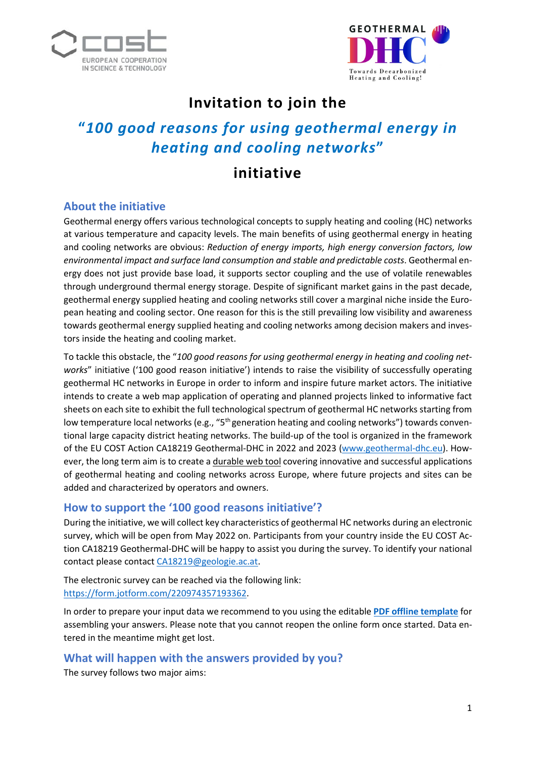# Invitation to join the

# "*100 good reasons for using geothermal energy in heating and cooling networks*"

# initiative

## About the initiative

Geothermal energy offers various technological concepts to supply heating and cooling (HC) networks at various temperature and capacity levels. The main benefits of using geothermal energy in heating and cooling networks are obvious: *Reduction of energy imports, high energy conversion factors, low environmental impact and surface land consumption and stable and predictable costs*. Geothermal energy does not just provide base load, it supports sector coupling and the use of volatile renewables through underground thermal energy storage. Despite of significant market gains in the past decade, geothermal energy supplied heating and cooling networks still cover a marginal niche inside the European heating and cooling sector. One reason for this is the still prevailing low visibility and awareness towards geothermal energy supplied heating and cooling networks among decision makers and investors inside the heating and cooling market.

To tackle this obstacle, the "*100 good reasons for using geothermal energy in heating and cooling networks*" initiative ('100 good reason initiative') intends to raise the visibility of successfully operating geothermal HC networks in Europe in order to inform and inspire future market actors. The initiative intends to create a web map application of operating and planned projects linked to informative fact sheets on each site to exhibit the full technological spectrum of geothermal HC networks starting from low temperature local networks (e.g., "5th generation heating and cooling networks") towards conventional large capacity district heating networks. The build-up of the tool is organized in the framework of the EU COST Action CA18219 Geothermal-DHC in 2022 and 2023 (www.geothermal-dhc.eu). However, the long term aim is to create a durable web tool covering innovative and successful applications of geothermal heating and cooling networks across Europe, where future projects and sites can be added and characterized by operators and owners.

## How to support the '100 good reasons initiative'?

During the initiative, we will collect key characteristics of geothermal HC networks during an electronic survey, which will be open from May 2022 on. Participants from your country inside the EU COST Action CA18219 Geothermal-DHC will be happy to assist you during the survey. To identify your national contact please contact CA18219@geologie.ac.at.

The electronic survey can be reached via the following link: https://form.jotform.com/220974357193362.

In order to prepare your input data we recommend to you using the editable **PDF offline template** for assembling your answers. Please note that you cannot reopen the online form once started. Data entered in the meantime might get lost.

## What will happen with the answers provided by you?

The survey follows two major aims: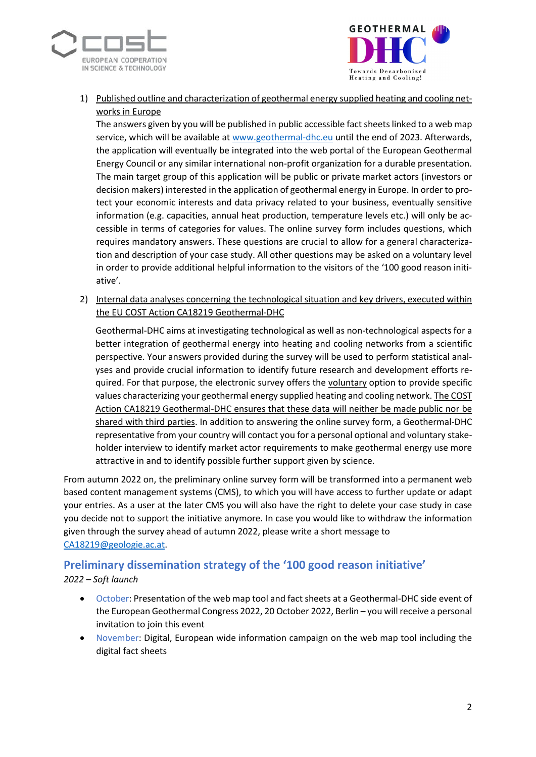1) Published outline and characterization of geothermal energy supplied heating and cooling networks in Europe

   The answers given by you will be published in public accessible fact sheets linked to a web map service, which will be available at [www.geothermal-dhc.eu](http://www.geothermal-dhc.eu) until the end of 2023. Afterwards, the application will eventually be integrated into the web portal of the European Geothermal Energy Council or any similar international non-profit organization for a durable presentation. The main target group of this application will be public or private market actors (investors or decision makers) interested in the application of geothermal energy in Europe. In order to protect your economic interests and data privacy related to your business, eventually sensitive information (e.g. capacities, annual heat production, temperature levels etc.) will only be accessible in terms of categories for values. The online survey form includes questions, which requires mandatory answers. These questions are crucial to allow for a general characterization and description of your case study. All other questions may be asked on a voluntary level in order to provide additional helpful information to the visitors of the '100 good reason initiative'.

2) Internal data analyses concerning the technological situation and key drivers, executed within the EU COST Action CA18219 Geothermal-DHC

   Geothermal-DHC aims at investigating technological as well as non-technological aspects for a better integration of geothermal energy into heating and cooling networks from a scientific perspective. Your answers provided during the survey will be used to perform statistical analyses and provide crucial information to identify future research and development efforts required. For that purpose, the electronic survey offers the voluntary option to provide specific values characterizing your geothermal energy supplied heating and cooling network. The COST Action CA18219 Geothermal-DHC ensures that these data will neither be made public nor be shared with third parties. In addition to answering the online survey form, a Geothermal-DHC representative from your country will contact you for a personal optional and voluntary stakeholder interview to identify market actor requirements to make geothermal energy use more attractive in and to identify possible further support given by science.

From autumn 2022 on, the preliminary online survey form will be transformed into a permanent web based content management systems (CMS), to which you will have access to further update or adapt your entries. As a user at the later CMS you will also have the right to delete your case study in case you decide not to support the initiative anymore. In case you would like to withdraw the information given through the survey ahead of autumn 2022, please write a short message to [CA18219@geologie.ac.at](mailto:CA18219@geologie.ac.at).

## Preliminary dissemination strategy of the '100 good reason initiative'

*2022 – Soft launch*

- October: Presentation of the web map tool and fact sheets at a Geothermal-DHC side event of the European Geothermal Congress 2022, 20 October 2022, Berlin – you will receive a personal invitation to join this event
- November: Digital, European wide information campaign on the web map tool including the digital fact sheets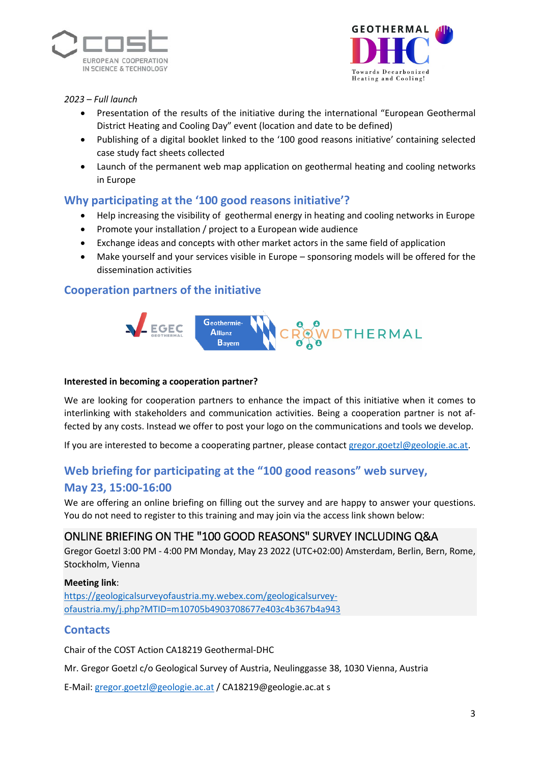*2023 – Full launch*

- Presentation of the results of the initiative during the international "European Geothermal District Heating and Cooling Day" event (location and date to be defined)
- Publishing of a digital booklet linked to the '100 good reasons initiative' containing selected case study fact sheets collected
- Launch of the permanent web map application on geothermal heating and cooling networks in Europe

## Why participating at the '100 good reasons initiative'?

- Help increasing the visibility of geothermal energy in heating and cooling networks in Europe
- Promote your installation / project to a European wide audience
- Exchange ideas and concepts with other market actors in the same field of application
- Make yourself and your services visible in Europe – sponsoring models will be offered for the dissemination activities

## Cooperation partners of the initiative

EGEC GEOTHERMAL
Geothermie-Allianz Bayern
CROWDTHERMAL

**Interested in becoming a cooperation partner?**

We are looking for cooperation partners to enhance the impact of this initiative when it comes to interlinking with stakeholders and communication activities. Being a cooperation partner is not affected by any costs. Instead we offer to post your logo on the communications and tools we develop.

If you are interested to become a cooperating partner, please contact gregor.goetzl@geologie.ac.at.

## Web briefing for participating at the "100 good reasons" web survey, May 23, 15:00-16:00

We are offering an online briefing on filling out the survey and are happy to answer your questions. You do not need to register to this training and may join via the access link shown below:

### ONLINE BRIEFING ON THE "100 GOOD REASONS" SURVEY INCLUDING Q&A

Gregor Goetzl 3:00 PM - 4:00 PM Monday, May 23 2022 (UTC+02:00) Amsterdam, Berlin, Bern, Rome, Stockholm, Vienna

**Meeting link**:
https://geologicalsurveyofaustria.my.webex.com/geologicalsurvey-ofaustria.my/j.php?MTID=m10705b4903708677e403c4b367b4a943

## Contacts

Chair of the COST Action CA18219 Geothermal-DHC

Mr. Gregor Goetzl c/o Geological Survey of Austria, Neulinggasse 38, 1030 Vienna, Austria

E-Mail: gregor.goetzl@geologie.ac.at / CA18219@geologie.ac.at s